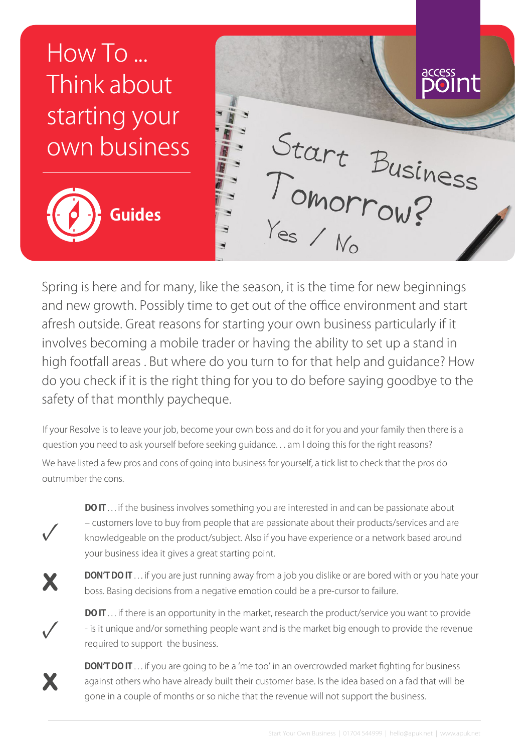# How To ... Think about starting your own business

**Guides**

Spring is here and for many, like the season, it is the time for new beginnings and new growth. Possibly time to get out of the office environment and start afresh outside. Great reasons for starting your own business particularly if it involves becoming a mobile trader or having the ability to set up a stand in high footfall areas . But where do you turn to for that help and guidance? How do you check if it is the right thing for you to do before saying goodbye to the safety of that monthly paycheque.

If your Resolve is to leave your job, become your own boss and do it for you and your family then there is a question you need to ask yourself before seeking guidance. . . am I doing this for the right reasons?

We have listed a few pros and cons of going into business for yourself, a tick list to check that the pros do outnumber the cons.

✓ **DO IT** . . . if the business involves something you are interested in and can be passionate about – customers love to buy from people that are passionate about their products/services and are knowledgeable on the product/subject. Also if you have experience or a network based around your business idea it gives a great starting point.

✗ **DON'T DO IT** . . . if you are just running away from a job you dislike or are bored with or you hate your boss. Basing decisions from a negative emotion could be a pre-cursor to failure.

✓ **DO IT** . . . if there is an opportunity in the market, research the product/service you want to provide - is it unique and/or something people want and is the market big enough to provide the revenue required to support the business.

✗ **DON'T DO IT** . . . if you are going to be a 'me too' in an overcrowded market fighting for business against others who have already built their customer base. Is the idea based on a fad that will be gone in a couple of months or so niche that the revenue will not support the business.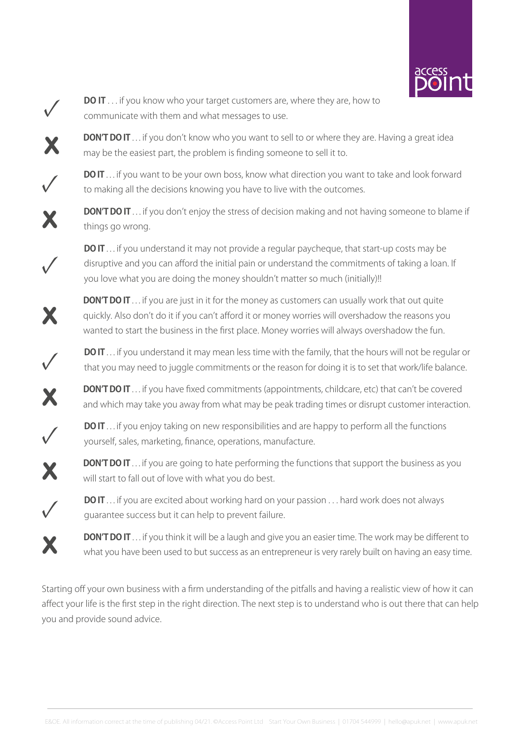✓ **DO IT** . . . if you know who your target customers are, where they are, how to communicate with them and what messages to use.

✗ **DON'T DO IT** . . . if you don't know who you want to sell to or where they are. Having a great idea may be the easiest part, the problem is finding someone to sell it to.

✓ **DO IT** . . . if you want to be your own boss, know what direction you want to take and look forward to making all the decisions knowing you have to live with the outcomes.

✗ **DON'T DO IT** . . . if you don't enjoy the stress of decision making and not having someone to blame if things go wrong.

✓ **DO IT** . . . if you understand it may not provide a regular paycheque, that start-up costs may be disruptive and you can afford the initial pain or understand the commitments of taking a loan. If you love what you are doing the money shouldn't matter so much (initially)!!

✗ **DON'T DO IT** . . . if you are just in it for the money as customers can usually work that out quite quickly. Also don't do it if you can't afford it or money worries will overshadow the reasons you wanted to start the business in the first place. Money worries will always overshadow the fun.

✓ **DO IT** . . . if you understand it may mean less time with the family, that the hours will not be regular or that you may need to juggle commitments or the reason for doing it is to set that work/life balance.

✗ **DON'T DO IT** . . . if you have fixed commitments (appointments, childcare, etc) that can't be covered and which may take you away from what may be peak trading times or disrupt customer interaction.

✓ **DO IT** . . . if you enjoy taking on new responsibilities and are happy to perform all the functions yourself, sales, marketing, finance, operations, manufacture.

✗ **DON'T DO IT** . . . if you are going to hate performing the functions that support the business as you will start to fall out of love with what you do best.

✓ **DO IT** . . . if you are excited about working hard on your passion . . . hard work does not always guarantee success but it can help to prevent failure.

✗ **DON'T DO IT** . . . if you think it will be a laugh and give you an easier time. The work may be different to what you have been used to but success as an entrepreneur is very rarely built on having an easy time.

Starting off your own business with a firm understanding of the pitfalls and having a realistic view of how it can affect your life is the first step in the right direction. The next step is to understand who is out there that can help you and provide sound advice.